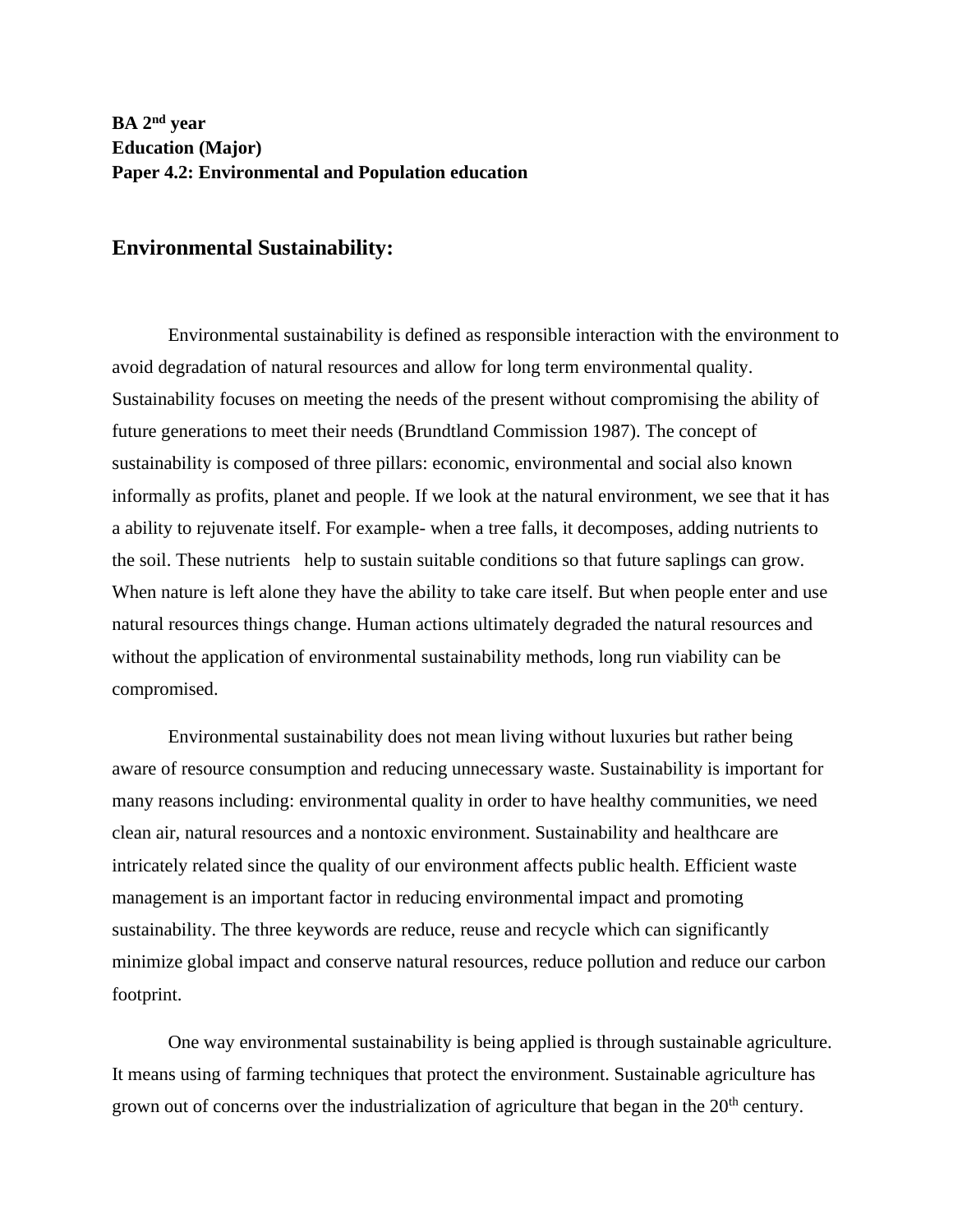**BA 2nd year**
**Education (Major)**
**Paper 4.2: Environmental and Population education**

## Environmental Sustainability:

Environmental sustainability is defined as responsible interaction with the environment to avoid degradation of natural resources and allow for long term environmental quality. Sustainability focuses on meeting the needs of the present without compromising the ability of future generations to meet their needs (Brundtland Commission 1987). The concept of sustainability is composed of three pillars: economic, environmental and social also known informally as profits, planet and people. If we look at the natural environment, we see that it has a ability to rejuvenate itself. For example- when a tree falls, it decomposes, adding nutrients to the soil. These nutrients help to sustain suitable conditions so that future saplings can grow. When nature is left alone they have the ability to take care itself. But when people enter and use natural resources things change. Human actions ultimately degraded the natural resources and without the application of environmental sustainability methods, long run viability can be compromised.

Environmental sustainability does not mean living without luxuries but rather being aware of resource consumption and reducing unnecessary waste. Sustainability is important for many reasons including: environmental quality in order to have healthy communities, we need clean air, natural resources and a nontoxic environment. Sustainability and healthcare are intricately related since the quality of our environment affects public health. Efficient waste management is an important factor in reducing environmental impact and promoting sustainability. The three keywords are reduce, reuse and recycle which can significantly minimize global impact and conserve natural resources, reduce pollution and reduce our carbon footprint.

One way environmental sustainability is being applied is through sustainable agriculture. It means using of farming techniques that protect the environment. Sustainable agriculture has grown out of concerns over the industrialization of agriculture that began in the 20th century.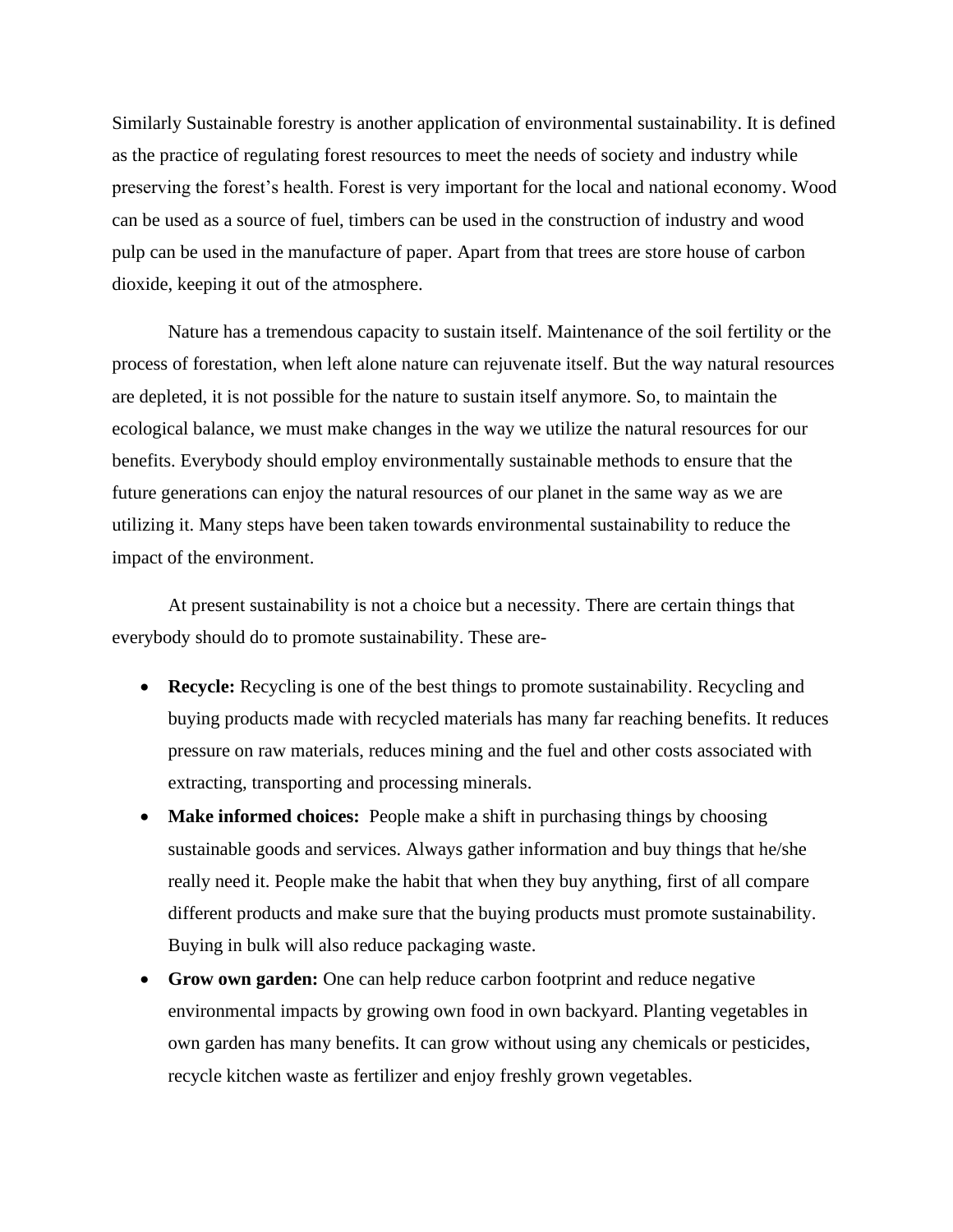Similarly Sustainable forestry is another application of environmental sustainability. It is defined as the practice of regulating forest resources to meet the needs of society and industry while preserving the forest's health. Forest is very important for the local and national economy. Wood can be used as a source of fuel, timbers can be used in the construction of industry and wood pulp can be used in the manufacture of paper. Apart from that trees are store house of carbon dioxide, keeping it out of the atmosphere.

Nature has a tremendous capacity to sustain itself. Maintenance of the soil fertility or the process of forestation, when left alone nature can rejuvenate itself. But the way natural resources are depleted, it is not possible for the nature to sustain itself anymore. So, to maintain the ecological balance, we must make changes in the way we utilize the natural resources for our benefits. Everybody should employ environmentally sustainable methods to ensure that the future generations can enjoy the natural resources of our planet in the same way as we are utilizing it. Many steps have been taken towards environmental sustainability to reduce the impact of the environment.

At present sustainability is not a choice but a necessity. There are certain things that everybody should do to promote sustainability. These are-

- **Recycle:** Recycling is one of the best things to promote sustainability. Recycling and buying products made with recycled materials has many far reaching benefits. It reduces pressure on raw materials, reduces mining and the fuel and other costs associated with extracting, transporting and processing minerals.
- **Make informed choices:** People make a shift in purchasing things by choosing sustainable goods and services. Always gather information and buy things that he/she really need it. People make the habit that when they buy anything, first of all compare different products and make sure that the buying products must promote sustainability. Buying in bulk will also reduce packaging waste.
- **Grow own garden:** One can help reduce carbon footprint and reduce negative environmental impacts by growing own food in own backyard. Planting vegetables in own garden has many benefits. It can grow without using any chemicals or pesticides, recycle kitchen waste as fertilizer and enjoy freshly grown vegetables.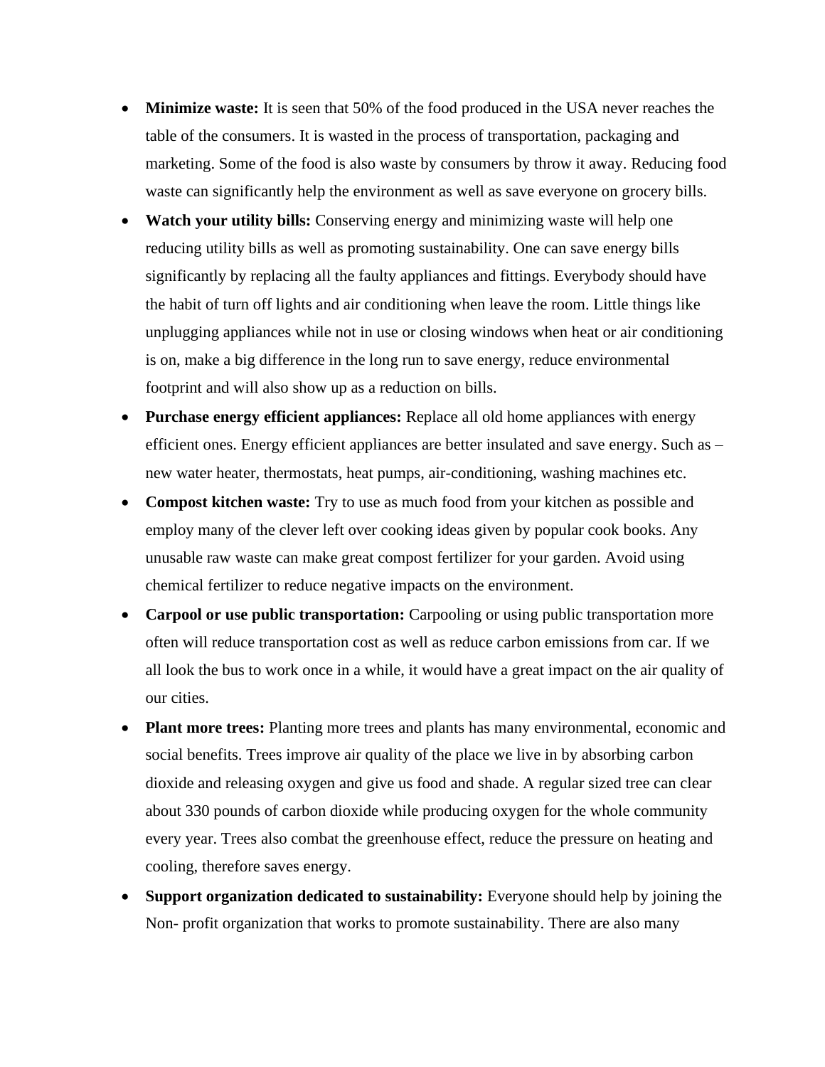- **Minimize waste:** It is seen that 50% of the food produced in the USA never reaches the table of the consumers. It is wasted in the process of transportation, packaging and marketing. Some of the food is also waste by consumers by throw it away. Reducing food waste can significantly help the environment as well as save everyone on grocery bills.
- **Watch your utility bills:** Conserving energy and minimizing waste will help one reducing utility bills as well as promoting sustainability. One can save energy bills significantly by replacing all the faulty appliances and fittings. Everybody should have the habit of turn off lights and air conditioning when leave the room. Little things like unplugging appliances while not in use or closing windows when heat or air conditioning is on, make a big difference in the long run to save energy, reduce environmental footprint and will also show up as a reduction on bills.
- **Purchase energy efficient appliances:** Replace all old home appliances with energy efficient ones. Energy efficient appliances are better insulated and save energy. Such as – new water heater, thermostats, heat pumps, air-conditioning, washing machines etc.
- **Compost kitchen waste:** Try to use as much food from your kitchen as possible and employ many of the clever left over cooking ideas given by popular cook books. Any unusable raw waste can make great compost fertilizer for your garden. Avoid using chemical fertilizer to reduce negative impacts on the environment.
- **Carpool or use public transportation:** Carpooling or using public transportation more often will reduce transportation cost as well as reduce carbon emissions from car. If we all look the bus to work once in a while, it would have a great impact on the air quality of our cities.
- **Plant more trees:** Planting more trees and plants has many environmental, economic and social benefits. Trees improve air quality of the place we live in by absorbing carbon dioxide and releasing oxygen and give us food and shade. A regular sized tree can clear about 330 pounds of carbon dioxide while producing oxygen for the whole community every year. Trees also combat the greenhouse effect, reduce the pressure on heating and cooling, therefore saves energy.
- **Support organization dedicated to sustainability:** Everyone should help by joining the Non- profit organization that works to promote sustainability. There are also many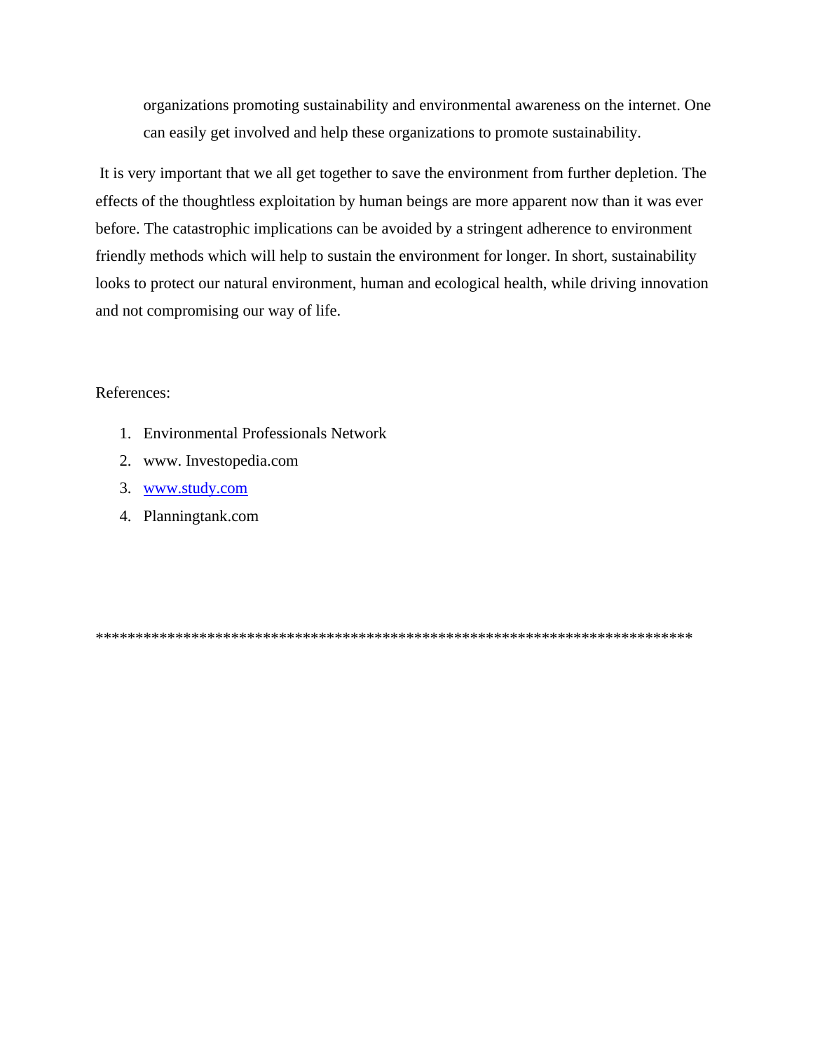organizations promoting sustainability and environmental awareness on the internet. One can easily get involved and help these organizations to promote sustainability.

It is very important that we all get together to save the environment from further depletion. The effects of the thoughtless exploitation by human beings are more apparent now than it was ever before. The catastrophic implications can be avoided by a stringent adherence to environment friendly methods which will help to sustain the environment for longer. In short, sustainability looks to protect our natural environment, human and ecological health, while driving innovation and not compromising our way of life.

References:

1. Environmental Professionals Network
2. www. Investopedia.com
3. www.study.com
4. Planningtank.com

*****************************************************************************